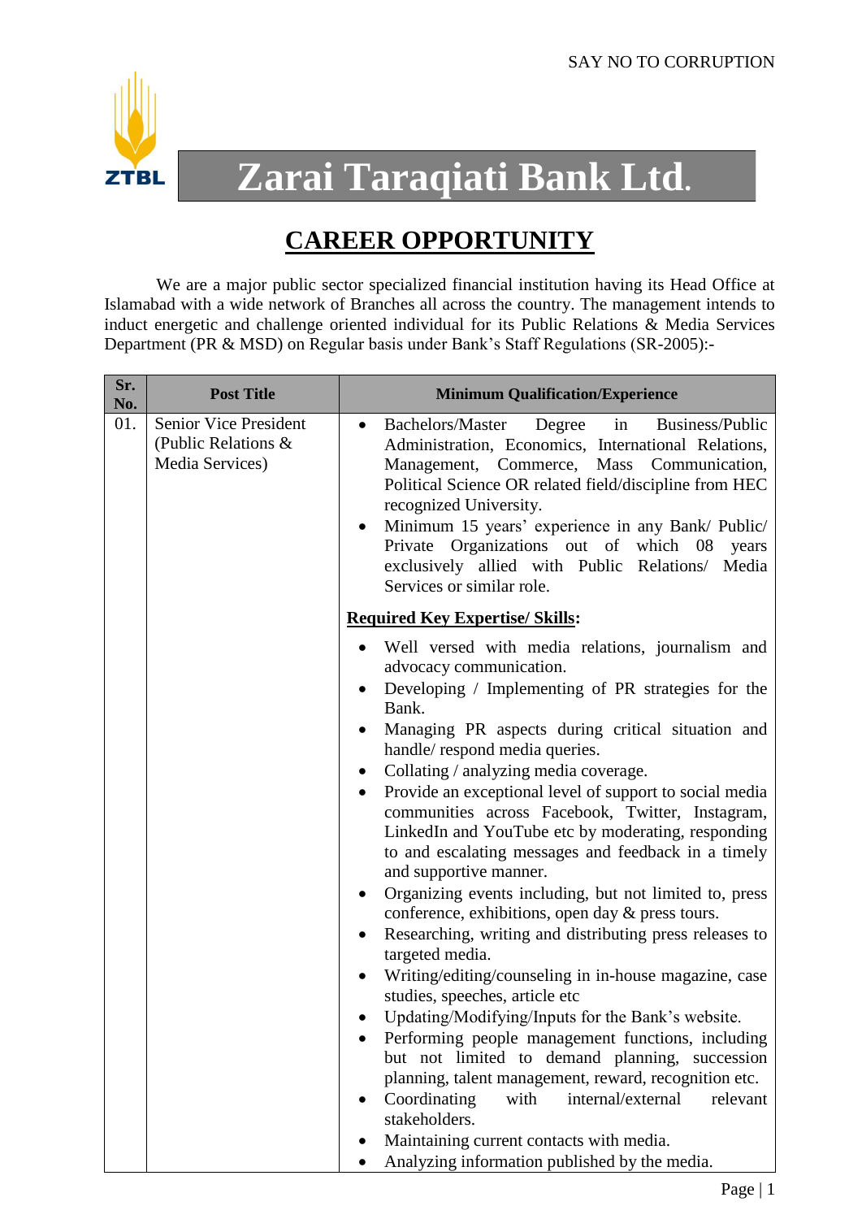SAY NO TO CORRUPTION

ZTBL

# Zarai Taraqiati Bank Ltd.

## CAREER OPPORTUNITY

We are a major public sector specialized financial institution having its Head Office at Islamabad with a wide network of Branches all across the country. The management intends to induct energetic and challenge oriented individual for its Public Relations & Media Services Department (PR & MSD) on Regular basis under Bank's Staff Regulations (SR-2005):-

| Sr. No. | Post Title | Minimum Qualification/Experience |
|---|---|---|
| 01. | Senior Vice President (Public Relations & Media Services) | • Bachelors/Master Degree in Business/Public Administration, Economics, International Relations, Management, Commerce, Mass Communication, Political Science OR related field/discipline from HEC recognized University.<br>• Minimum 15 years' experience in any Bank/ Public/ Private Organizations out of which 08 years exclusively allied with Public Relations/ Media Services or similar role.<br><br>**<u>Required Key Expertise/ Skills</u>:**<br><br>• Well versed with media relations, journalism and advocacy communication.<br>• Developing / Implementing of PR strategies for the Bank.<br>• Managing PR aspects during critical situation and handle/ respond media queries.<br>• Collating / analyzing media coverage.<br>• Provide an exceptional level of support to social media communities across Facebook, Twitter, Instagram, LinkedIn and YouTube etc by moderating, responding to and escalating messages and feedback in a timely and supportive manner.<br>• Organizing events including, but not limited to, press conference, exhibitions, open day & press tours.<br>• Researching, writing and distributing press releases to targeted media.<br>• Writing/editing/counseling in in-house magazine, case studies, speeches, article etc<br>• Updating/Modifying/Inputs for the Bank's website.<br>• Performing people management functions, including but not limited to demand planning, succession planning, talent management, reward, recognition etc.<br>• Coordinating with internal/external relevant stakeholders.<br>• Maintaining current contacts with media.<br>• Analyzing information published by the media. |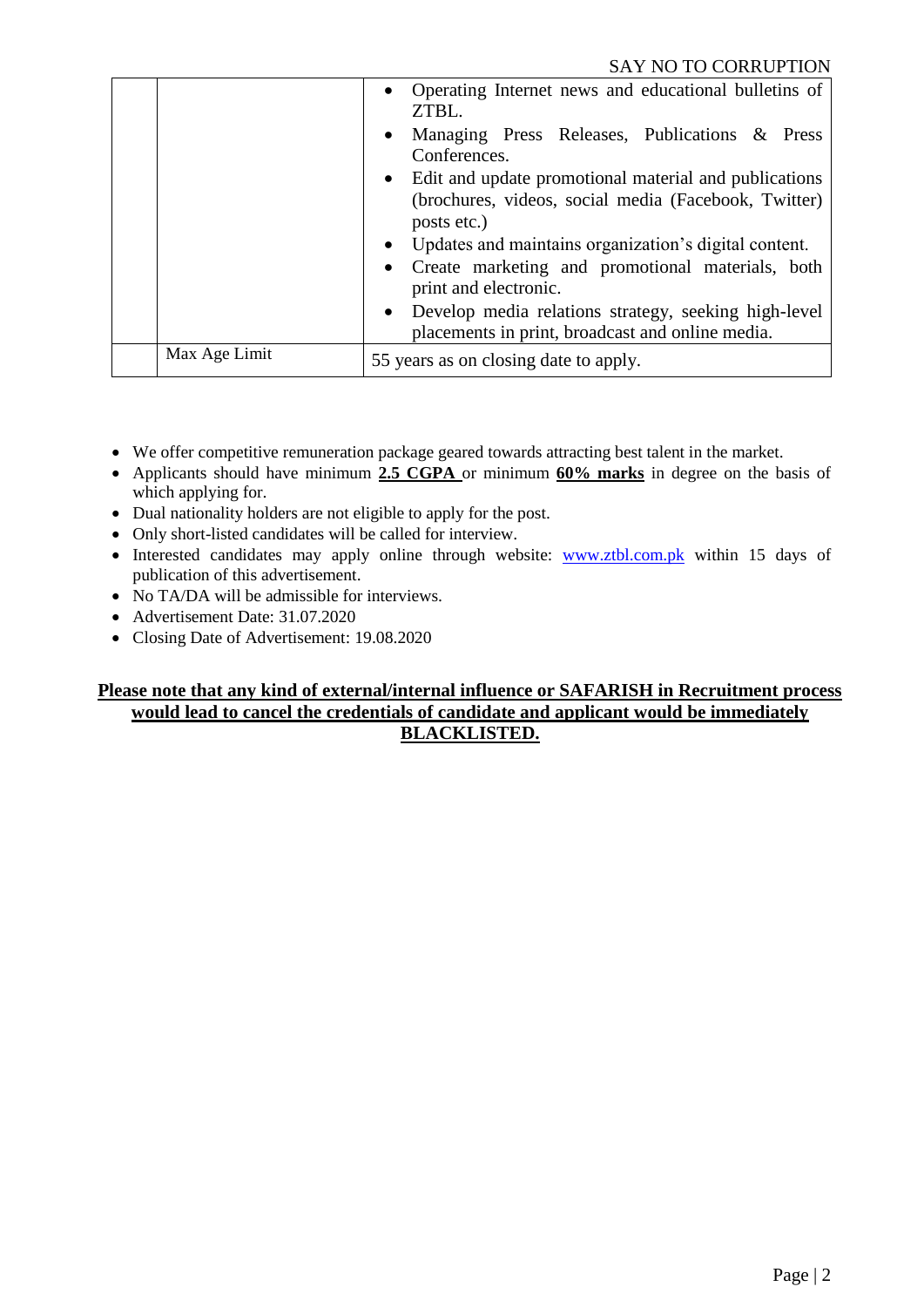SAY NO TO CORRUPTION

| | | |
|---|---|---|
| | | • Operating Internet news and educational bulletins of ZTBL.<br>• Managing Press Releases, Publications & Press Conferences.<br>• Edit and update promotional material and publications (brochures, videos, social media (Facebook, Twitter) posts etc.)<br>• Updates and maintains organization's digital content.<br>• Create marketing and promotional materials, both print and electronic.<br>• Develop media relations strategy, seeking high-level placements in print, broadcast and online media. |
| | Max Age Limit | 55 years as on closing date to apply. |

- We offer competitive remuneration package geared towards attracting best talent in the market.
- Applicants should have minimum **2.5 CGPA** or minimum **60% marks** in degree on the basis of which applying for.
- Dual nationality holders are not eligible to apply for the post.
- Only short-listed candidates will be called for interview.
- Interested candidates may apply online through website: www.ztbl.com.pk within 15 days of publication of this advertisement.
- No TA/DA will be admissible for interviews.
- Advertisement Date: 31.07.2020
- Closing Date of Advertisement: 19.08.2020

**Please note that any kind of external/internal influence or SAFARISH in Recruitment process would lead to cancel the credentials of candidate and applicant would be immediately BLACKLISTED.**